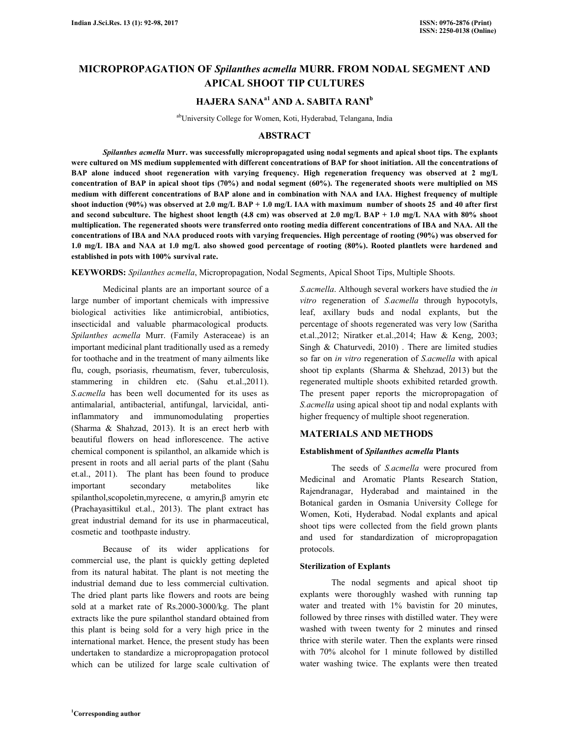# MICROPROPAGATION OF *Spilanthes acmella* MURR. FROM NODAL SEGMENT AND APICAL SHOOT TIP CULTURES

**HAJERA SANA[a1] AND A. SABITA RANI[b]**

[ab]University College for Women, Koti, Hyderabad, Telangana, India

## ABSTRACT

***Spilanthes acmella*** **Murr. was successfully micropropagated using nodal segments and apical shoot tips. The explants were cultured on MS medium supplemented with different concentrations of BAP for shoot initiation. All the concentrations of BAP alone induced shoot regeneration with varying frequency. High regeneration frequency was observed at 2 mg/L concentration of BAP in apical shoot tips (70%) and nodal segment (60%). The regenerated shoots were multiplied on MS medium with different concentrations of BAP alone and in combination with NAA and IAA. Highest frequency of multiple shoot induction (90%) was observed at 2.0 mg/L BAP + 1.0 mg/L IAA with maximum number of shoots 25 and 40 after first and second subculture. The highest shoot length (4.8 cm) was observed at 2.0 mg/L BAP + 1.0 mg/L NAA with 80% shoot multiplication. The regenerated shoots were transferred onto rooting media different concentrations of IBA and NAA. All the concentrations of IBA and NAA produced roots with varying frequencies. High percentage of rooting (90%) was observed for 1.0 mg/L IBA and NAA at 1.0 mg/L also showed good percentage of rooting (80%). Rooted plantlets were hardened and established in pots with 100% survival rate.**

**KEYWORDS:** *Spilanthes acmella*, Micropropagation, Nodal Segments, Apical Shoot Tips, Multiple Shoots.

Medicinal plants are an important source of a large number of important chemicals with impressive biological activities like antimicrobial, antibiotics, insecticidal and valuable pharmacological products. *Spilanthes acmella* Murr. (Family Asteraceae) is an important medicinal plant traditionally used as a remedy for toothache and in the treatment of many ailments like flu, cough, psoriasis, rheumatism, fever, tuberculosis, stammering in children etc. (Sahu et.al.,2011). *S.acmella* has been well documented for its uses as antimalarial, antibacterial, antifungal, larvicidal, anti-inflammatory and immunomodulating properties (Sharma & Shahzad, 2013). It is an erect herb with beautiful flowers on head inflorescence. The active chemical component is spilanthol, an alkamide which is present in roots and all aerial parts of the plant (Sahu et.al., 2011). The plant has been found to produce important secondary metabolites like spilanthol,scopoletin,myrecene, α amyrin,β amyrin etc (Prachayasittikul et.al., 2013). The plant extract has great industrial demand for its use in pharmaceutical, cosmetic and toothpaste industry.

Because of its wider applications for commercial use, the plant is quickly getting depleted from its natural habitat. The plant is not meeting the industrial demand due to less commercial cultivation. The dried plant parts like flowers and roots are being sold at a market rate of Rs.2000-3000/kg. The plant extracts like the pure spilanthol standard obtained from this plant is being sold for a very high price in the international market. Hence, the present study has been undertaken to standardize a micropropagation protocol which can be utilized for large scale cultivation of *S.acmella*. Although several workers have studied the *in vitro* regeneration of *S.acmella* through hypocotyls, leaf, axillary buds and nodal explants, but the percentage of shoots regenerated was very low (Saritha et.al.,2012; Niratker et.al.,2014; Haw & Keng, 2003; Singh & Chaturvedi, 2010) . There are limited studies so far on *in vitro* regeneration of *S.acmella* with apical shoot tip explants (Sharma & Shehzad, 2013) but the regenerated multiple shoots exhibited retarded growth. The present paper reports the micropropagation of *S.acmella* using apical shoot tip and nodal explants with higher frequency of multiple shoot regeneration.

## MATERIALS AND METHODS

### Establishment of *Spilanthes acmella* Plants

The seeds of *S.acmella* were procured from Medicinal and Aromatic Plants Research Station, Rajendranagar, Hyderabad and maintained in the Botanical garden in Osmania University College for Women, Koti, Hyderabad. Nodal explants and apical shoot tips were collected from the field grown plants and used for standardization of micropropagation protocols.

### Sterilization of Explants

The nodal segments and apical shoot tip explants were thoroughly washed with running tap water and treated with 1% bavistin for 20 minutes, followed by three rinses with distilled water. They were washed with tween twenty for 2 minutes and rinsed thrice with sterile water. Then the explants were rinsed with 70% alcohol for 1 minute followed by distilled water washing twice. The explants were then treated

[1]Corresponding author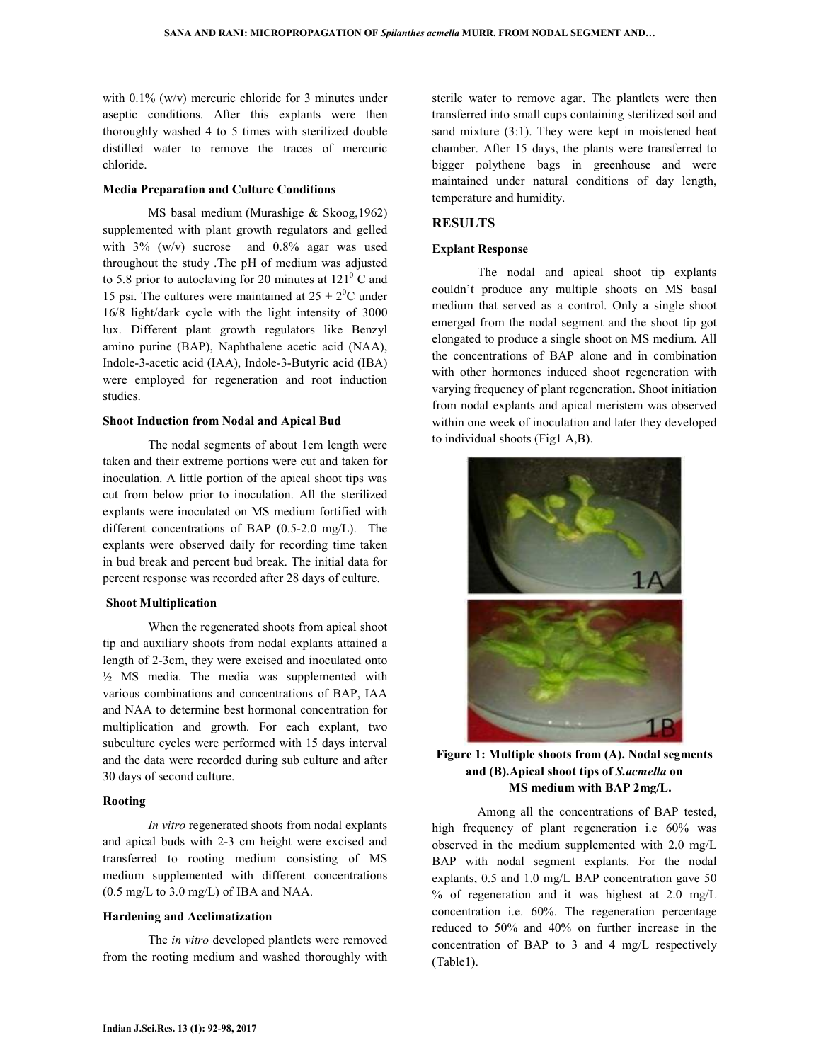with 0.1% (w/v) mercuric chloride for 3 minutes under aseptic conditions. After this explants were then thoroughly washed 4 to 5 times with sterilized double distilled water to remove the traces of mercuric chloride.

#### Media Preparation and Culture Conditions

MS basal medium (Murashige & Skoog,1962) supplemented with plant growth regulators and gelled with 3% (w/v) sucrose and 0.8% agar was used throughout the study .The pH of medium was adjusted to 5.8 prior to autoclaving for 20 minutes at $121^0$ C and 15 psi. The cultures were maintained at $25 \pm 2^0$C under 16/8 light/dark cycle with the light intensity of 3000 lux. Different plant growth regulators like Benzyl amino purine (BAP), Naphthalene acetic acid (NAA), Indole-3-acetic acid (IAA), Indole-3-Butyric acid (IBA) were employed for regeneration and root induction studies.

#### Shoot Induction from Nodal and Apical Bud

The nodal segments of about 1cm length were taken and their extreme portions were cut and taken for inoculation. A little portion of the apical shoot tips was cut from below prior to inoculation. All the sterilized explants were inoculated on MS medium fortified with different concentrations of BAP (0.5-2.0 mg/L). The explants were observed daily for recording time taken in bud break and percent bud break. The initial data for percent response was recorded after 28 days of culture.

#### Shoot Multiplication

When the regenerated shoots from apical shoot tip and auxiliary shoots from nodal explants attained a length of 2-3cm, they were excised and inoculated onto ½ MS media. The media was supplemented with various combinations and concentrations of BAP, IAA and NAA to determine best hormonal concentration for multiplication and growth. For each explant, two subculture cycles were performed with 15 days interval and the data were recorded during sub culture and after 30 days of second culture.

#### Rooting

*In vitro* regenerated shoots from nodal explants and apical buds with 2-3 cm height were excised and transferred to rooting medium consisting of MS medium supplemented with different concentrations (0.5 mg/L to 3.0 mg/L) of IBA and NAA.

#### Hardening and Acclimatization

The *in vitro* developed plantlets were removed from the rooting medium and washed thoroughly with sterile water to remove agar. The plantlets were then transferred into small cups containing sterilized soil and sand mixture (3:1). They were kept in moistened heat chamber. After 15 days, the plants were transferred to bigger polythene bags in greenhouse and were maintained under natural conditions of day length, temperature and humidity.

## RESULTS

#### Explant Response

The nodal and apical shoot tip explants couldn't produce any multiple shoots on MS basal medium that served as a control. Only a single shoot emerged from the nodal segment and the shoot tip got elongated to produce a single shoot on MS medium. All the concentrations of BAP alone and in combination with other hormones induced shoot regeneration with varying frequency of plant regeneration**.** Shoot initiation from nodal explants and apical meristem was observed within one week of inoculation and later they developed to individual shoots (Fig1 A,B).

**Figure 1: Multiple shoots from (A). Nodal segments and (B).Apical shoot tips of *S.acmella* on MS medium with BAP 2mg/L.**

Among all the concentrations of BAP tested, high frequency of plant regeneration i.e 60% was observed in the medium supplemented with 2.0 mg/L BAP with nodal segment explants. For the nodal explants, 0.5 and 1.0 mg/L BAP concentration gave 50 % of regeneration and it was highest at 2.0 mg/L concentration i.e. 60%. The regeneration percentage reduced to 50% and 40% on further increase in the concentration of BAP to 3 and 4 mg/L respectively (Table1).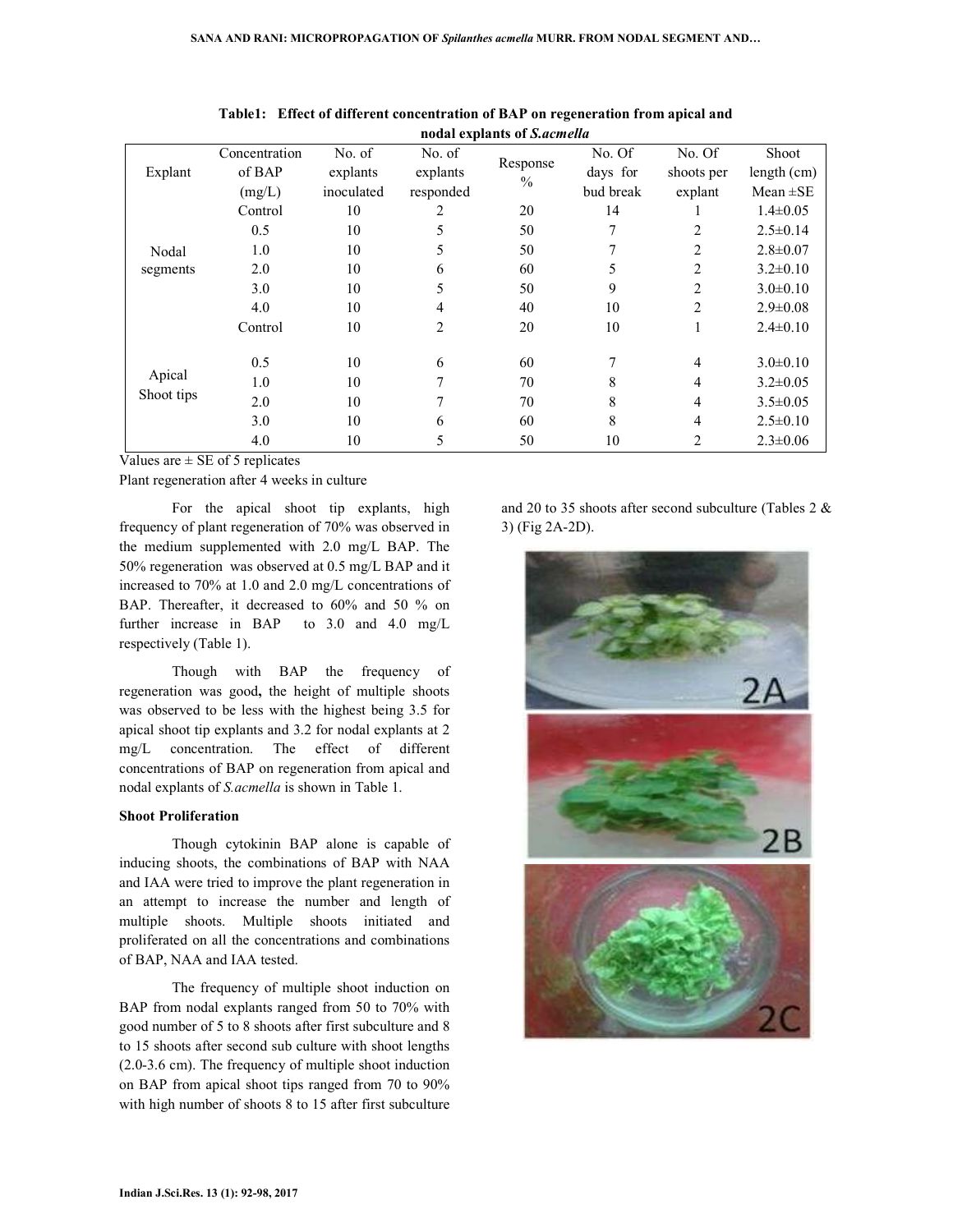**Table1: Effect of different concentration of BAP on regeneration from apical and nodal explants of *S.acmella***

| Explant | Concentration of BAP (mg/L) | No. of explants inoculated | No. of explants responded | Response % | No. Of days for bud break | No. Of shoots per explant | Shoot length (cm) Mean ±SE |
|---|---|---|---|---|---|---|---|
| Nodal segments | Control | 10 | 2 | 20 | 14 | 1 | 1.4±0.05 |
| | 0.5 | 10 | 5 | 50 | 7 | 2 | 2.5±0.14 |
| | 1.0 | 10 | 5 | 50 | 7 | 2 | 2.8±0.07 |
| | 2.0 | 10 | 6 | 60 | 5 | 2 | 3.2±0.10 |
| | 3.0 | 10 | 5 | 50 | 9 | 2 | 3.0±0.10 |
| | 4.0 | 10 | 4 | 40 | 10 | 2 | 2.9±0.08 |
| Apical Shoot tips | Control | 10 | 2 | 20 | 10 | 1 | 2.4±0.10 |
| | 0.5 | 10 | 6 | 60 | 7 | 4 | 3.0±0.10 |
| | 1.0 | 10 | 7 | 70 | 8 | 4 | 3.2±0.05 |
| | 2.0 | 10 | 7 | 70 | 8 | 4 | 3.5±0.05 |
| | 3.0 | 10 | 6 | 60 | 8 | 4 | 2.5±0.10 |
| | 4.0 | 10 | 5 | 50 | 10 | 2 | 2.3±0.06 |

Values are ± SE of 5 replicates

Plant regeneration after 4 weeks in culture

For the apical shoot tip explants, high frequency of plant regeneration of 70% was observed in the medium supplemented with 2.0 mg/L BAP. The 50% regeneration was observed at 0.5 mg/L BAP and it increased to 70% at 1.0 and 2.0 mg/L concentrations of BAP. Thereafter, it decreased to 60% and 50 % on further increase in BAP to 3.0 and 4.0 mg/L respectively (Table 1).

Though with BAP the frequency of regeneration was good**,** the height of multiple shoots was observed to be less with the highest being 3.5 for apical shoot tip explants and 3.2 for nodal explants at 2 mg/L concentration. The effect of different concentrations of BAP on regeneration from apical and nodal explants of *S.acmella* is shown in Table 1.

### Shoot Proliferation

Though cytokinin BAP alone is capable of inducing shoots, the combinations of BAP with NAA and IAA were tried to improve the plant regeneration in an attempt to increase the number and length of multiple shoots. Multiple shoots initiated and proliferated on all the concentrations and combinations of BAP, NAA and IAA tested.

The frequency of multiple shoot induction on BAP from nodal explants ranged from 50 to 70% with good number of 5 to 8 shoots after first subculture and 8 to 15 shoots after second sub culture with shoot lengths (2.0-3.6 cm). The frequency of multiple shoot induction on BAP from apical shoot tips ranged from 70 to 90% with high number of shoots 8 to 15 after first subculture and 20 to 35 shoots after second subculture (Tables 2 & 3) (Fig 2A-2D).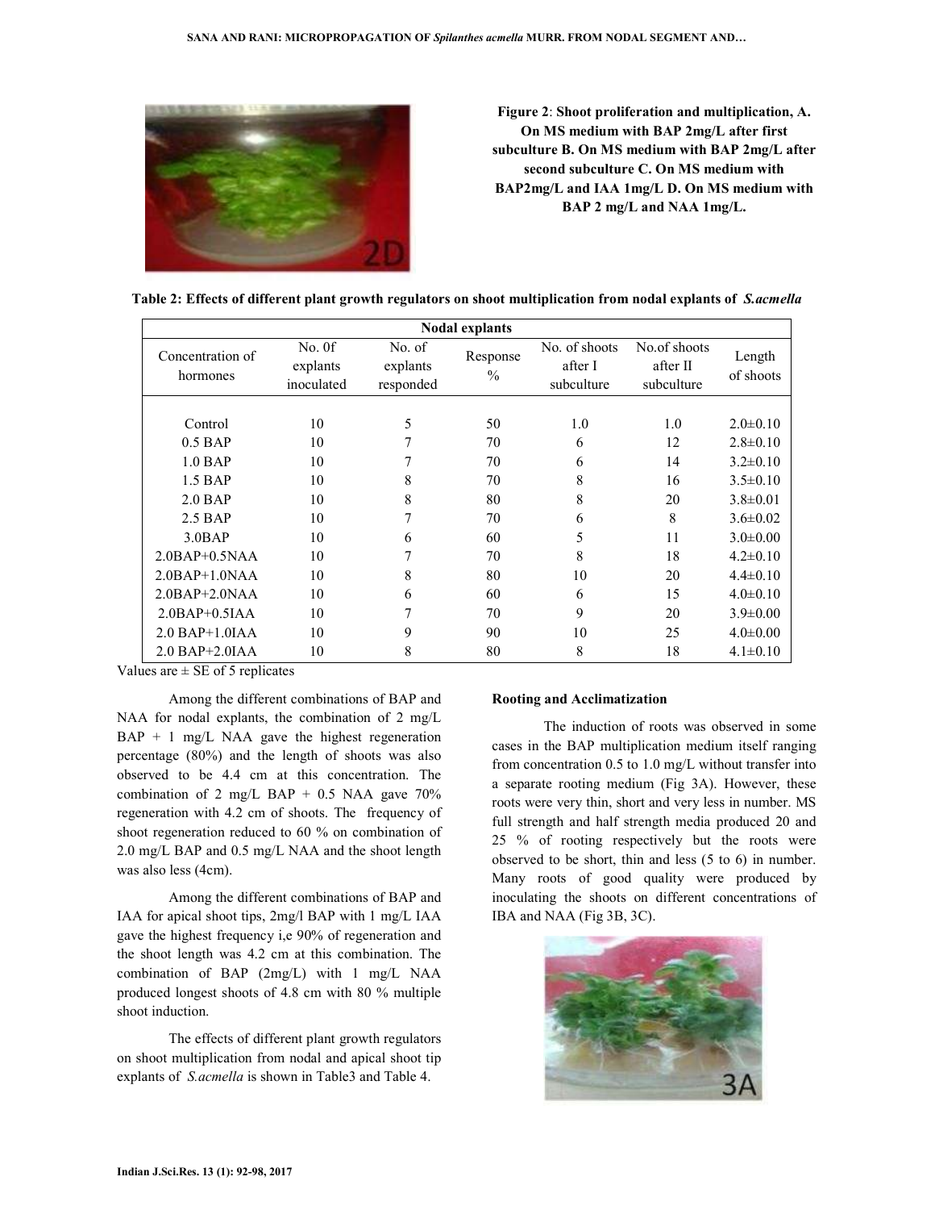**Figure 2**: **Shoot proliferation and multiplication, A. On MS medium with BAP 2mg/L after first subculture B. On MS medium with BAP 2mg/L after second subculture C. On MS medium with BAP2mg/L and IAA 1mg/L D. On MS medium with BAP 2 mg/L and NAA 1mg/L.**

**Table 2: Effects of different plant growth regulators on shoot multiplication from nodal explants of *S.acmella***

| Nodal explants | | | | | | |
|---|---|---|---|---|---|---|
| Concentration of hormones | No. 0f explants inoculated | No. of explants responded | Response % | No. of shoots after I subculture | No.of shoots after II subculture | Length of shoots |
| Control | 10 | 5 | 50 | 1.0 | 1.0 | 2.0±0.10 |
| 0.5 BAP | 10 | 7 | 70 | 6 | 12 | 2.8±0.10 |
| 1.0 BAP | 10 | 7 | 70 | 6 | 14 | 3.2±0.10 |
| 1.5 BAP | 10 | 8 | 70 | 8 | 16 | 3.5±0.10 |
| 2.0 BAP | 10 | 8 | 80 | 8 | 20 | 3.8±0.01 |
| 2.5 BAP | 10 | 7 | 70 | 6 | 8 | 3.6±0.02 |
| 3.0BAP | 10 | 6 | 60 | 5 | 11 | 3.0±0.00 |
| 2.0BAP+0.5NAA | 10 | 7 | 70 | 8 | 18 | 4.2±0.10 |
| 2.0BAP+1.0NAA | 10 | 8 | 80 | 10 | 20 | 4.4±0.10 |
| 2.0BAP+2.0NAA | 10 | 6 | 60 | 6 | 15 | 4.0±0.10 |
| 2.0BAP+0.5IAA | 10 | 7 | 70 | 9 | 20 | 3.9±0.00 |
| 2.0 BAP+1.0IAA | 10 | 9 | 90 | 10 | 25 | 4.0±0.00 |
| 2.0 BAP+2.0IAA | 10 | 8 | 80 | 8 | 18 | 4.1±0.10 |

Values are ± SE of 5 replicates

Among the different combinations of BAP and NAA for nodal explants, the combination of 2 mg/L BAP + 1 mg/L NAA gave the highest regeneration percentage (80%) and the length of shoots was also observed to be 4.4 cm at this concentration. The combination of 2 mg/L BAP + 0.5 NAA gave 70% regeneration with 4.2 cm of shoots. The frequency of shoot regeneration reduced to 60 % on combination of 2.0 mg/L BAP and 0.5 mg/L NAA and the shoot length was also less (4cm).

Among the different combinations of BAP and IAA for apical shoot tips, 2mg/l BAP with 1 mg/L IAA gave the highest frequency i,e 90% of regeneration and the shoot length was 4.2 cm at this combination. The combination of BAP (2mg/L) with 1 mg/L NAA produced longest shoots of 4.8 cm with 80 % multiple shoot induction.

The effects of different plant growth regulators on shoot multiplication from nodal and apical shoot tip explants of *S.acmella* is shown in Table3 and Table 4.

**Rooting and Acclimatization**

The induction of roots was observed in some cases in the BAP multiplication medium itself ranging from concentration 0.5 to 1.0 mg/L without transfer into a separate rooting medium (Fig 3A). However, these roots were very thin, short and very less in number. MS full strength and half strength media produced 20 and 25 % of rooting respectively but the roots were observed to be short, thin and less (5 to 6) in number. Many roots of good quality were produced by inoculating the shoots on different concentrations of IBA and NAA (Fig 3B, 3C).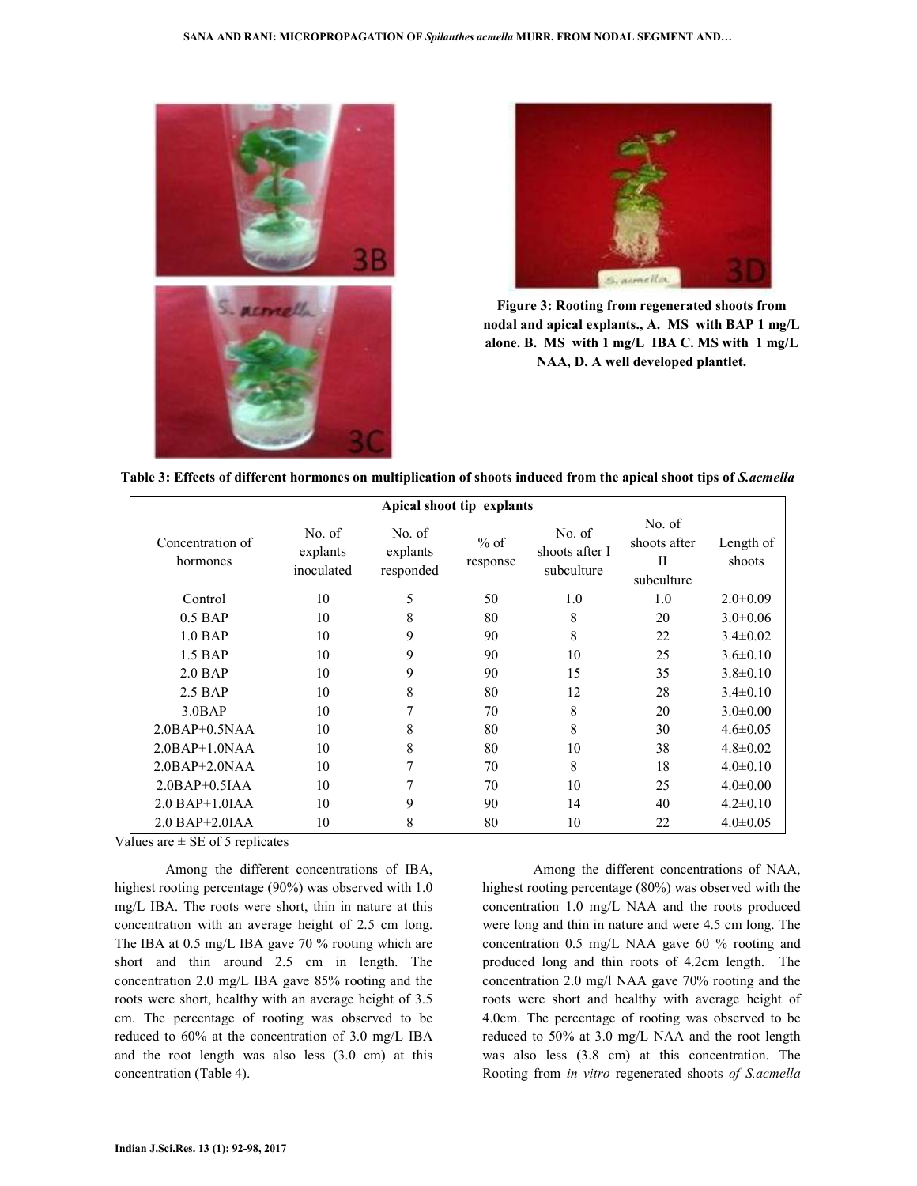**Figure 3: Rooting from regenerated shoots from nodal and apical explants., A. MS with BAP 1 mg/L alone. B. MS with 1 mg/L IBA C. MS with 1 mg/L NAA, D. A well developed plantlet.**

**Table 3: Effects of different hormones on multiplication of shoots induced from the apical shoot tips of *S.acmella***

| Apical shoot tip explants | | | | | | |
|---|---|---|---|---|---|---|
| Concentration of hormones | No. of explants inoculated | No. of explants responded | % of response | No. of shoots after I subculture | No. of shoots after II subculture | Length of shoots |
| Control | 10 | 5 | 50 | 1.0 | 1.0 | 2.0±0.09 |
| 0.5 BAP | 10 | 8 | 80 | 8 | 20 | 3.0±0.06 |
| 1.0 BAP | 10 | 9 | 90 | 8 | 22 | 3.4±0.02 |
| 1.5 BAP | 10 | 9 | 90 | 10 | 25 | 3.6±0.10 |
| 2.0 BAP | 10 | 9 | 90 | 15 | 35 | 3.8±0.10 |
| 2.5 BAP | 10 | 8 | 80 | 12 | 28 | 3.4±0.10 |
| 3.0BAP | 10 | 7 | 70 | 8 | 20 | 3.0±0.00 |
| 2.0BAP+0.5NAA | 10 | 8 | 80 | 8 | 30 | 4.6±0.05 |
| 2.0BAP+1.0NAA | 10 | 8 | 80 | 10 | 38 | 4.8±0.02 |
| 2.0BAP+2.0NAA | 10 | 7 | 70 | 8 | 18 | 4.0±0.10 |
| 2.0BAP+0.5IAA | 10 | 7 | 70 | 10 | 25 | 4.0±0.00 |
| 2.0 BAP+1.0IAA | 10 | 9 | 90 | 14 | 40 | 4.2±0.10 |
| 2.0 BAP+2.0IAA | 10 | 8 | 80 | 10 | 22 | 4.0±0.05 |

Values are ± SE of 5 replicates

Among the different concentrations of IBA, highest rooting percentage (90%) was observed with 1.0 mg/L IBA. The roots were short, thin in nature at this concentration with an average height of 2.5 cm long. The IBA at 0.5 mg/L IBA gave 70 % rooting which are short and thin around 2.5 cm in length. The concentration 2.0 mg/L IBA gave 85% rooting and the roots were short, healthy with an average height of 3.5 cm. The percentage of rooting was observed to be reduced to 60% at the concentration of 3.0 mg/L IBA and the root length was also less (3.0 cm) at this concentration (Table 4).

Among the different concentrations of NAA, highest rooting percentage (80%) was observed with the concentration 1.0 mg/L NAA and the roots produced were long and thin in nature and were 4.5 cm long. The concentration 0.5 mg/L NAA gave 60 % rooting and produced long and thin roots of 4.2cm length. The concentration 2.0 mg/l NAA gave 70% rooting and the roots were short and healthy with average height of 4.0cm. The percentage of rooting was observed to be reduced to 50% at 3.0 mg/L NAA and the root length was also less (3.8 cm) at this concentration. The Rooting from *in vitro* regenerated shoots *of S.acmella*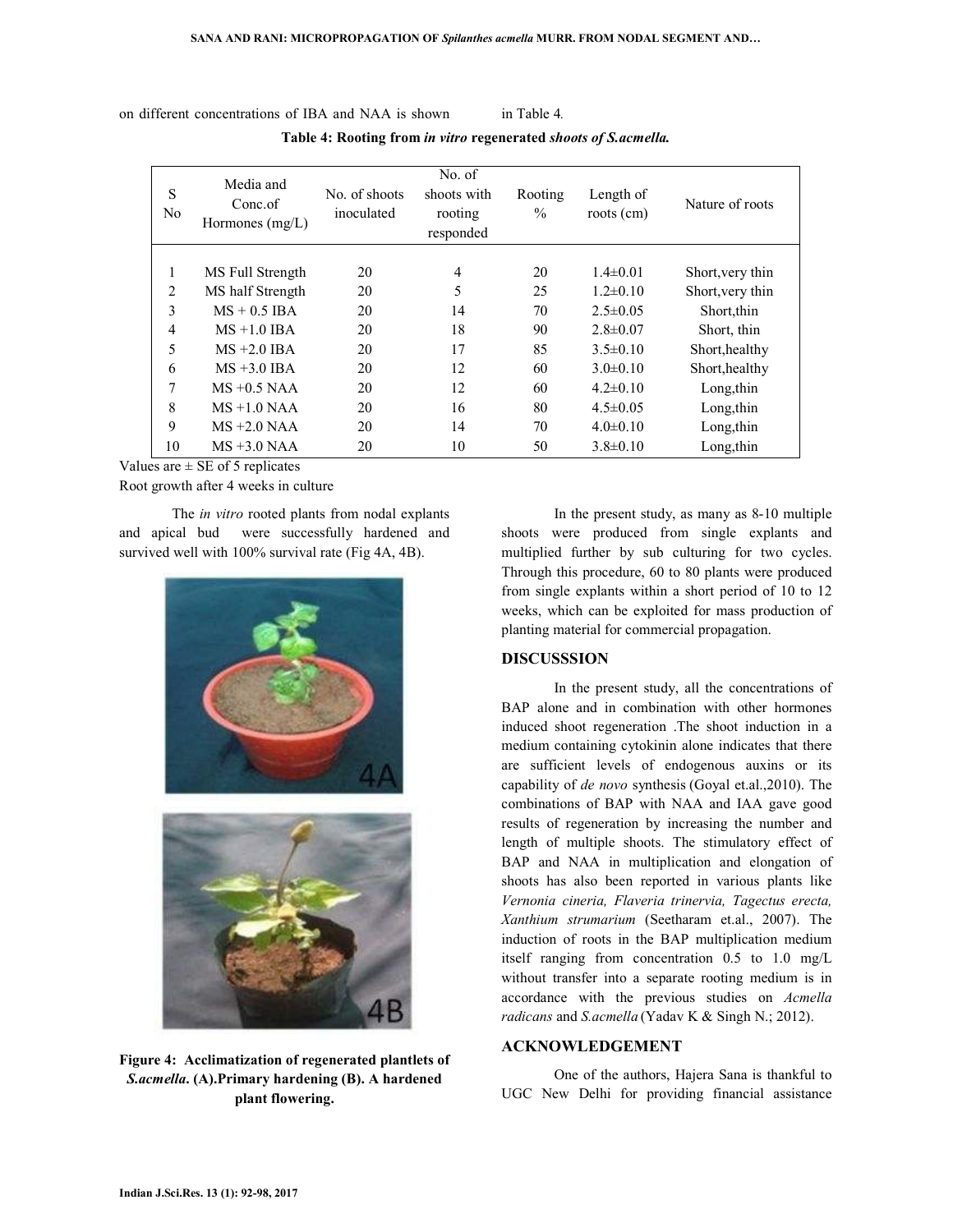on different concentrations of IBA and NAA is shown in Table 4.

**Table 4: Rooting from *in vitro* regenerated *shoots of S.acmella.***

| S No | Media and Conc.of Hormones (mg/L) | No. of shoots inoculated | No. of shoots with rooting responded | Rooting % | Length of roots (cm) | Nature of roots |
|---|---|---|---|---|---|---|
| 1 | MS Full Strength | 20 | 4 | 20 | 1.4±0.01 | Short,very thin |
| 2 | MS half Strength | 20 | 5 | 25 | 1.2±0.10 | Short,very thin |
| 3 | MS + 0.5 IBA | 20 | 14 | 70 | 2.5±0.05 | Short,thin |
| 4 | MS +1.0 IBA | 20 | 18 | 90 | 2.8±0.07 | Short, thin |
| 5 | MS +2.0 IBA | 20 | 17 | 85 | 3.5±0.10 | Short,healthy |
| 6 | MS +3.0 IBA | 20 | 12 | 60 | 3.0±0.10 | Short,healthy |
| 7 | MS +0.5 NAA | 20 | 12 | 60 | 4.2±0.10 | Long,thin |
| 8 | MS +1.0 NAA | 20 | 16 | 80 | 4.5±0.05 | Long,thin |
| 9 | MS +2.0 NAA | 20 | 14 | 70 | 4.0±0.10 | Long,thin |
| 10 | MS +3.0 NAA | 20 | 10 | 50 | 3.8±0.10 | Long,thin |

Values are ± SE of 5 replicates
Root growth after 4 weeks in culture

The *in vitro* rooted plants from nodal explants and apical bud were successfully hardened and survived well with 100% survival rate (Fig 4A, 4B).

**Figure 4: Acclimatization of regenerated plantlets of *S.acmella*. (A).Primary hardening (B). A hardened plant flowering.**

In the present study, as many as 8-10 multiple shoots were produced from single explants and multiplied further by sub culturing for two cycles. Through this procedure, 60 to 80 plants were produced from single explants within a short period of 10 to 12 weeks, which can be exploited for mass production of planting material for commercial propagation.

## DISCUSSSION

In the present study, all the concentrations of BAP alone and in combination with other hormones induced shoot regeneration .The shoot induction in a medium containing cytokinin alone indicates that there are sufficient levels of endogenous auxins or its capability of *de novo* synthesis (Goyal et.al.,2010). The combinations of BAP with NAA and IAA gave good results of regeneration by increasing the number and length of multiple shoots. The stimulatory effect of BAP and NAA in multiplication and elongation of shoots has also been reported in various plants like *Vernonia cineria, Flaveria trinervia, Tagectus erecta, Xanthium strumarium* (Seetharam et.al., 2007). The induction of roots in the BAP multiplication medium itself ranging from concentration 0.5 to 1.0 mg/L without transfer into a separate rooting medium is in accordance with the previous studies on *Acmella radicans* and *S.acmella* (Yadav K & Singh N.; 2012).

## ACKNOWLEDGEMENT

One of the authors, Hajera Sana is thankful to UGC New Delhi for providing financial assistance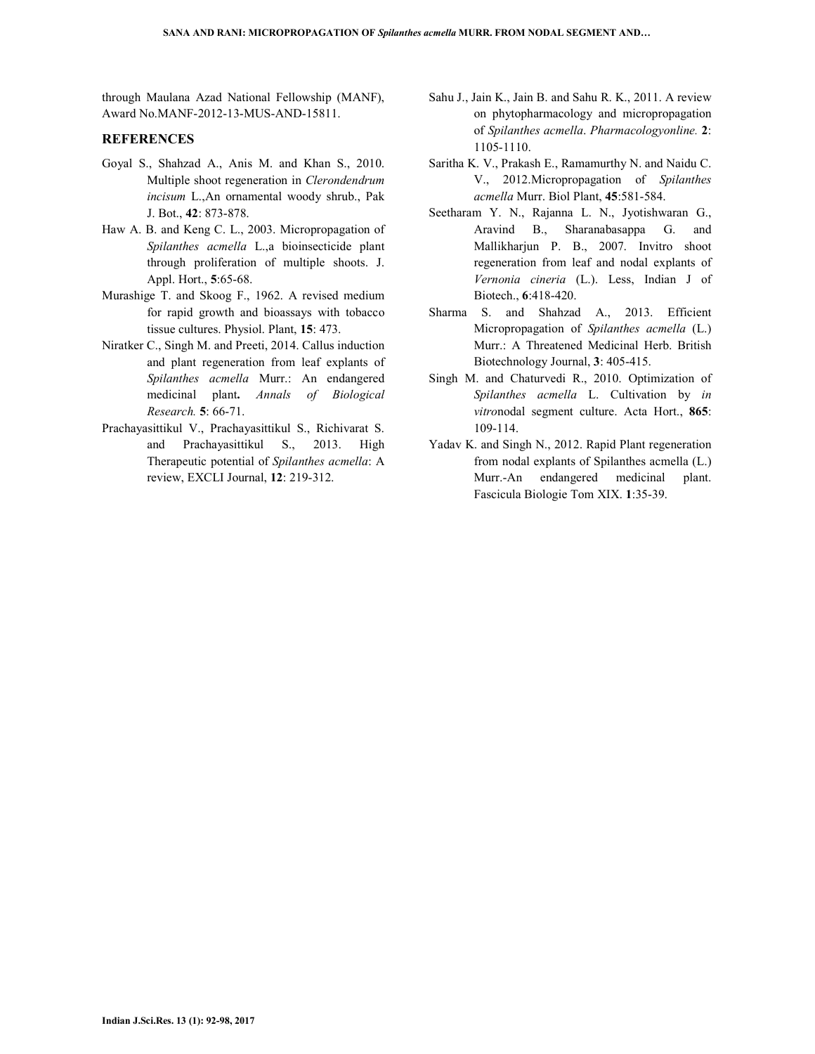through Maulana Azad National Fellowship (MANF), Award No.MANF-2012-13-MUS-AND-15811.

## REFERENCES

Goyal S., Shahzad A., Anis M. and Khan S., 2010. Multiple shoot regeneration in *Clerondendrum incisum* L.,An ornamental woody shrub., Pak J. Bot., **42**: 873-878.

Haw A. B. and Keng C. L., 2003. Micropropagation of *Spilanthes acmella* L.,a bioinsecticide plant through proliferation of multiple shoots. J. Appl. Hort., **5**:65-68.

Murashige T. and Skoog F., 1962. A revised medium for rapid growth and bioassays with tobacco tissue cultures. Physiol. Plant, **15**: 473.

Niratker C., Singh M. and Preeti, 2014. Callus induction and plant regeneration from leaf explants of *Spilanthes acmella* Murr.: An endangered medicinal plant**.** *Annals of Biological Research.* **5**: 66-71.

Prachayasittikul V., Prachayasittikul S., Richivarat S. and Prachayasittikul S., 2013. High Therapeutic potential of *Spilanthes acmella*: A review, EXCLI Journal, **12**: 219-312.

Sahu J., Jain K., Jain B. and Sahu R. K., 2011. A review on phytopharmacology and micropropagation of *Spilanthes acmella*. *Pharmacologyonline.* **2**: 1105-1110.

Saritha K. V., Prakash E., Ramamurthy N. and Naidu C. V., 2012.Micropropagation of *Spilanthes acmella* Murr. Biol Plant, **45**:581-584.

Seetharam Y. N., Rajanna L. N., Jyotishwaran G., Aravind B., Sharanabasappa G. and Mallikharjun P. B., 2007. Invitro shoot regeneration from leaf and nodal explants of *Vernonia cineria* (L.). Less, Indian J of Biotech., **6**:418-420.

Sharma S. and Shahzad A., 2013. Efficient Micropropagation of *Spilanthes acmella* (L.) Murr.: A Threatened Medicinal Herb. British Biotechnology Journal, **3**: 405-415.

Singh M. and Chaturvedi R., 2010. Optimization of *Spilanthes acmella* L. Cultivation by *in vitro*nodal segment culture. Acta Hort., **865**: 109-114.

Yadav K. and Singh N., 2012. Rapid Plant regeneration from nodal explants of Spilanthes acmella (L.) Murr.-An endangered medicinal plant. Fascicula Biologie Tom XIX. **1**:35-39.